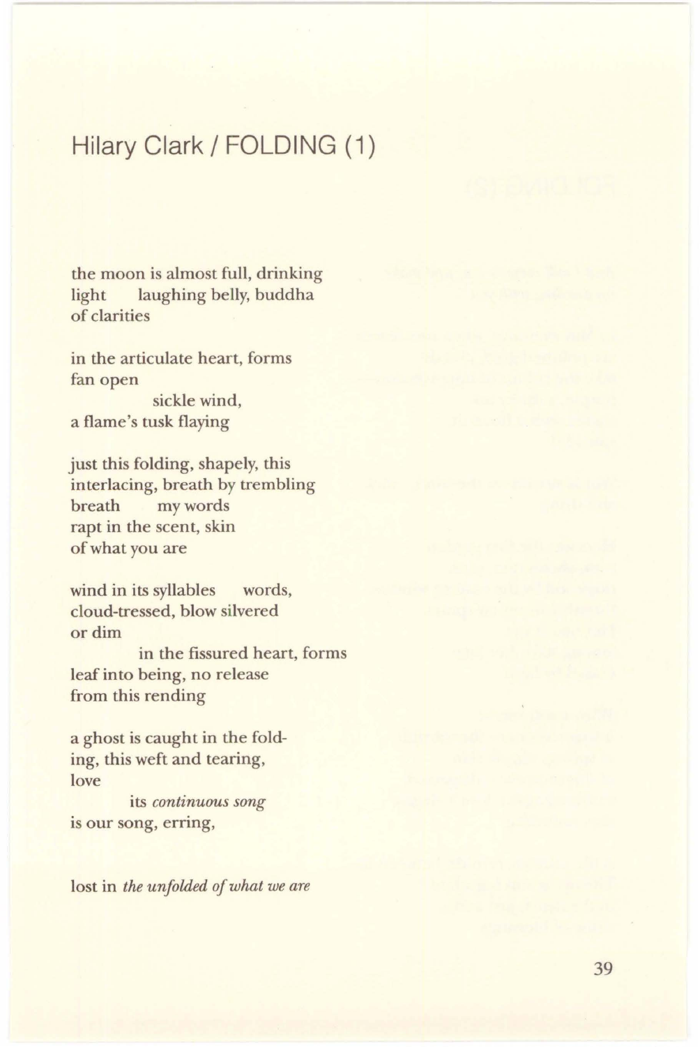## Hilary Clark / FOLDING (1)

the moon is almost full, drinking
light laughing belly, buddha
of clarities

in the articulate heart, forms
fan open
sickle wind,
a flame's tusk flaying

just this folding, shapely, this
interlacing, breath by trembling
breath my words
rapt in the scent, skin
of what you are

wind in its syllables words,
cloud-tressed, blow silvered
or dim
in the fissured heart, forms
leaf into being, no release
from this rending

a ghost is caught in the fold-
ing, this weft and tearing,
love
its *continuous song*
is our song, erring,

lost in *the unfolded of what we are*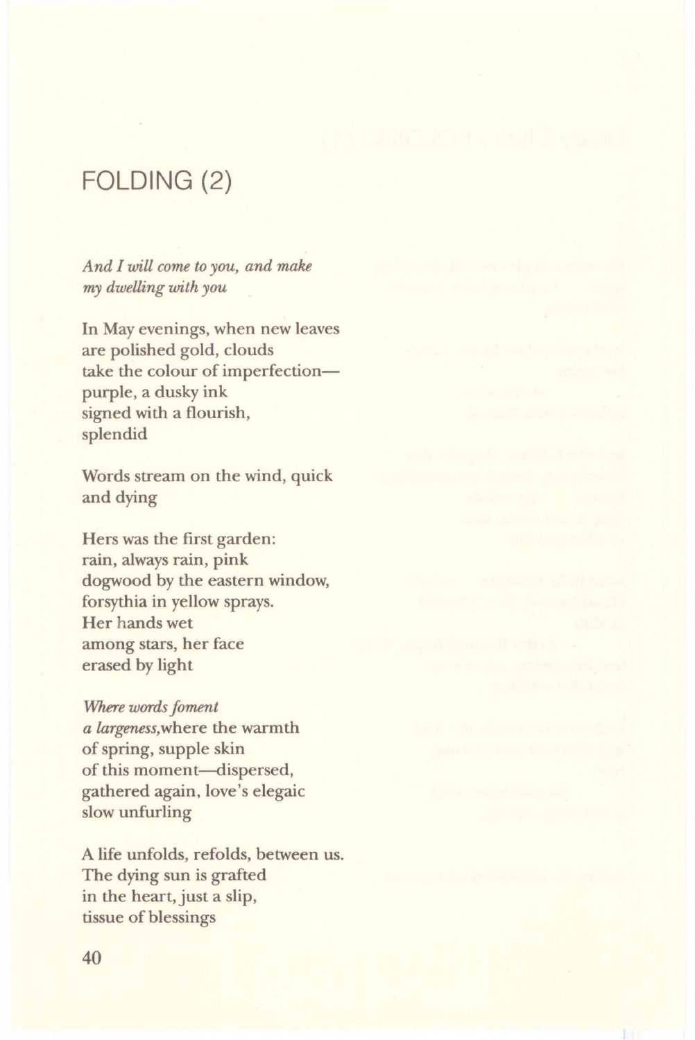# FOLDING (2)

*And I will come to you, and make*
*my dwelling with you*

In May evenings, when new leaves
are polished gold, clouds
take the colour of imperfection—
purple, a dusky ink
signed with a flourish,
splendid

Words stream on the wind, quick
and dying

Hers was the first garden:
rain, always rain, pink
dogwood by the eastern window,
forsythia in yellow sprays.
Her hands wet
among stars, her face
erased by light

*Where words foment*
*a largeness,*where the warmth
of spring, supple skin
of this moment—dispersed,
gathered again, love's elegaic
slow unfurling

A life unfolds, refolds, between us.
The dying sun is grafted
in the heart, just a slip,
tissue of blessings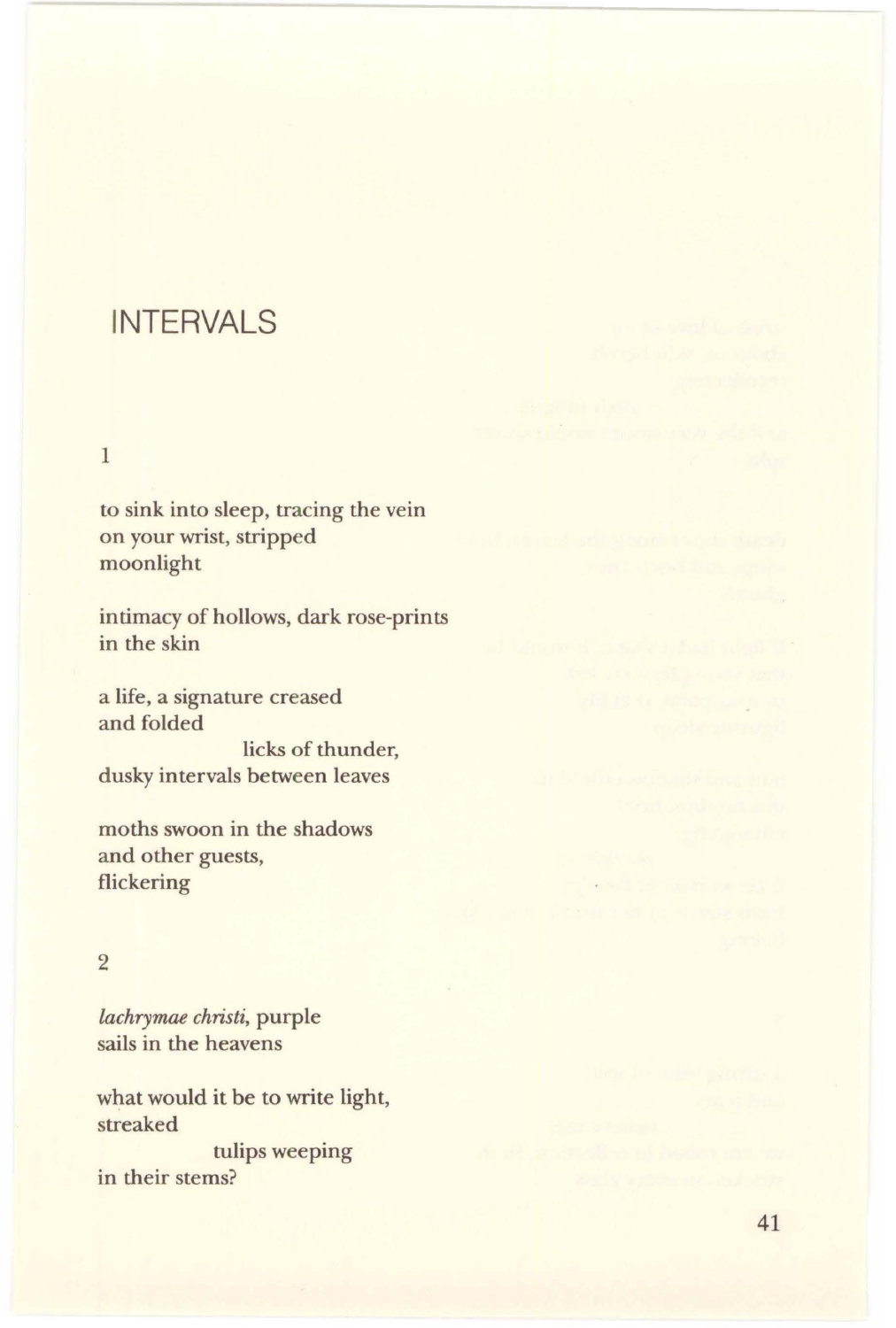# INTERVALS

1

to sink into sleep, tracing the vein
on your wrist, stripped
moonlight

intimacy of hollows, dark rose-prints
in the skin

a life, a signature creased
and folded
                    licks of thunder,
dusky intervals between leaves

moths swoon in the shadows
and other guests,
flickering

2

*lachrymae christi*, purple
sails in the heavens

what would it be to write light,
streaked
                    tulips weeping
in their stems?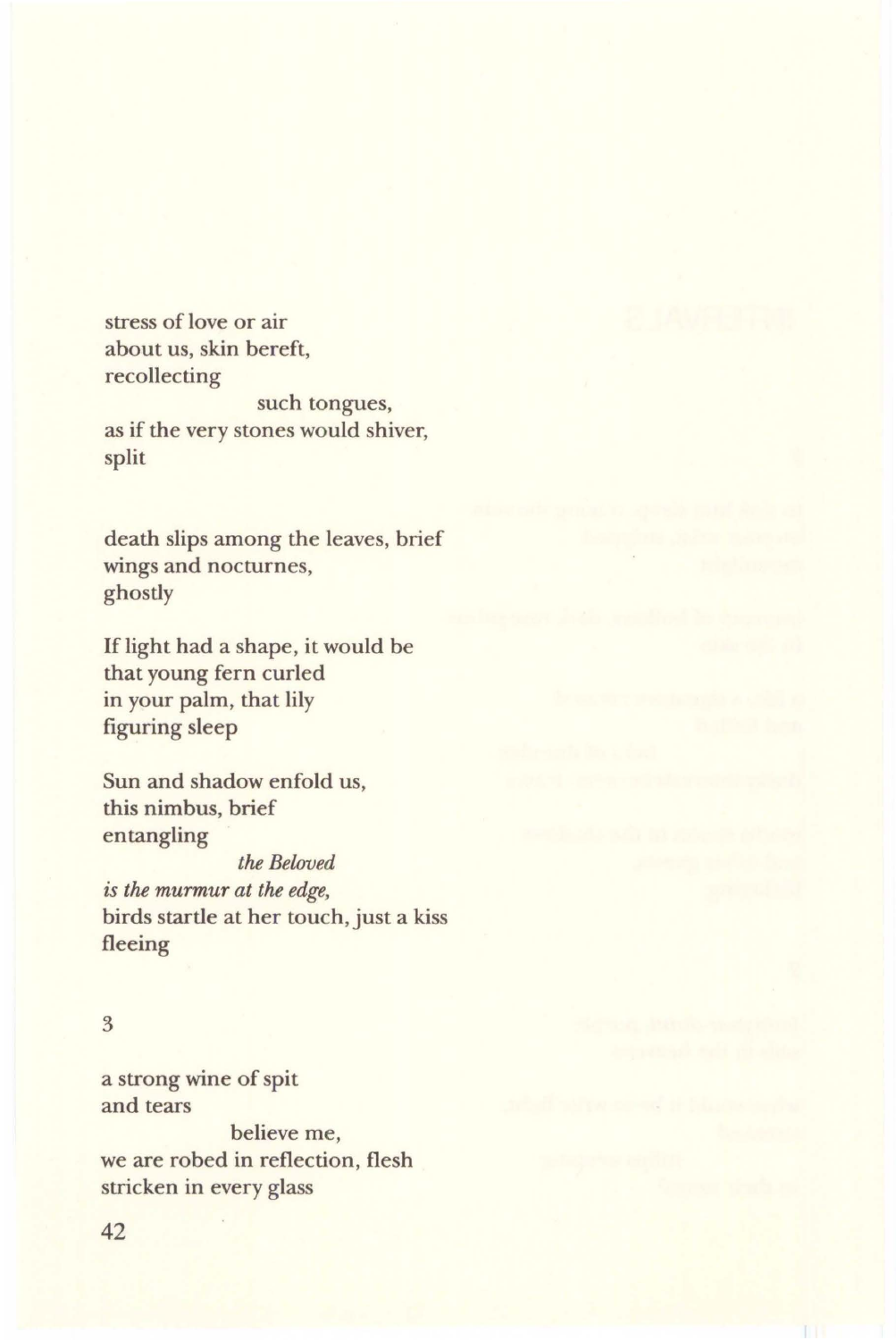stress of love or air
about us, skin bereft,
recollecting
                    such tongues,
as if the very stones would shiver,
split

death slips among the leaves, brief
wings and nocturnes,
ghostly

If light had a shape, it would be
that young fern curled
in your palm, that lily
figuring sleep

Sun and shadow enfold us,
this nimbus, brief
entangling
                    *the Beloved*
*is the murmur at the edge,*
birds startle at her touch, just a kiss
fleeing

3

a strong wine of spit
and tears
                    believe me,
we are robed in reflection, flesh
stricken in every glass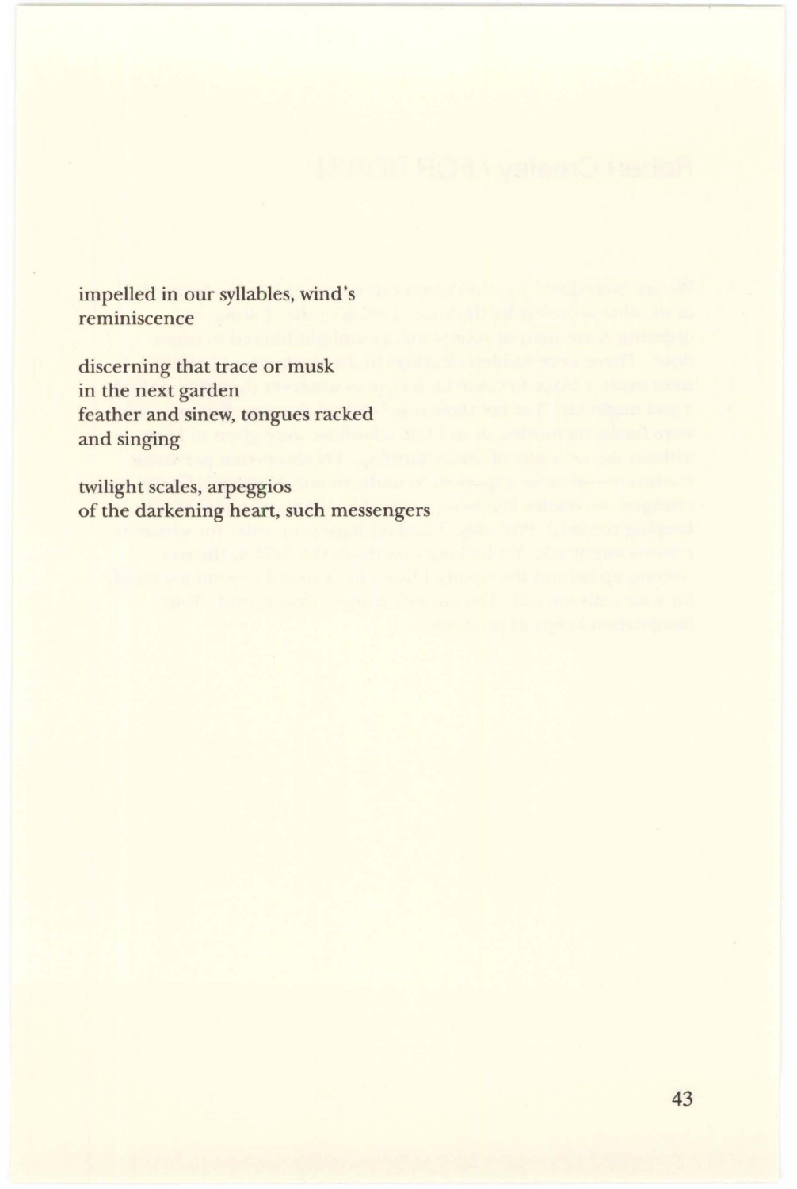impelled in our syllables, wind's
reminiscence

discerning that trace or musk
in the next garden
feather and sinew, tongues racked
and singing

twilight scales, arpeggios
of the darkening heart, such messengers